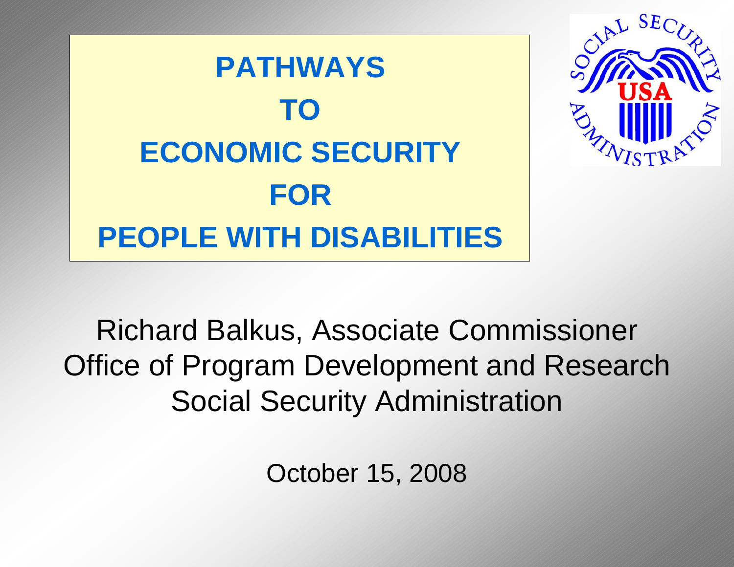# PATHWAYS TO ECONOMIC SECURITY FOR PEOPLE WITH DISABILITIES

Richard Balkus, Associate Commissioner
Office of Program Development and Research
Social Security Administration

October 15, 2008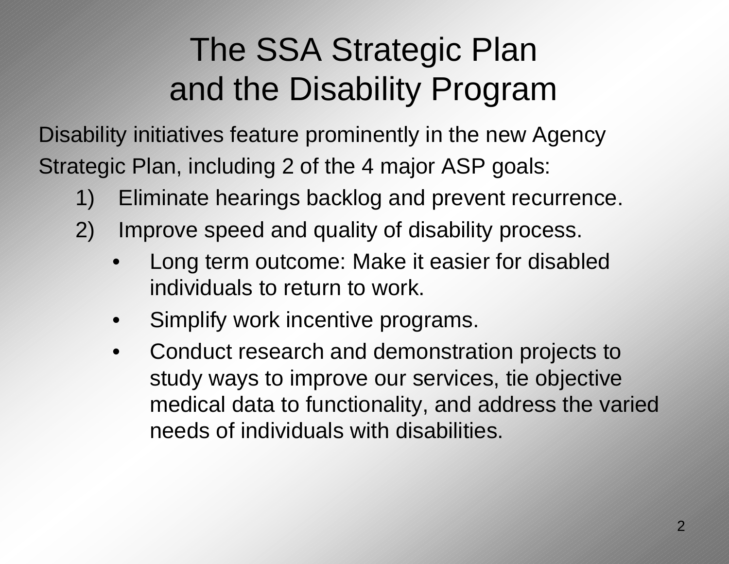# The SSA Strategic Plan and the Disability Program

Disability initiatives feature prominently in the new Agency Strategic Plan, including 2 of the 4 major ASP goals:

1) Eliminate hearings backlog and prevent recurrence.
2) Improve speed and quality of disability process.
   - Long term outcome: Make it easier for disabled individuals to return to work.
   - Simplify work incentive programs.
   - Conduct research and demonstration projects to study ways to improve our services, tie objective medical data to functionality, and address the varied needs of individuals with disabilities.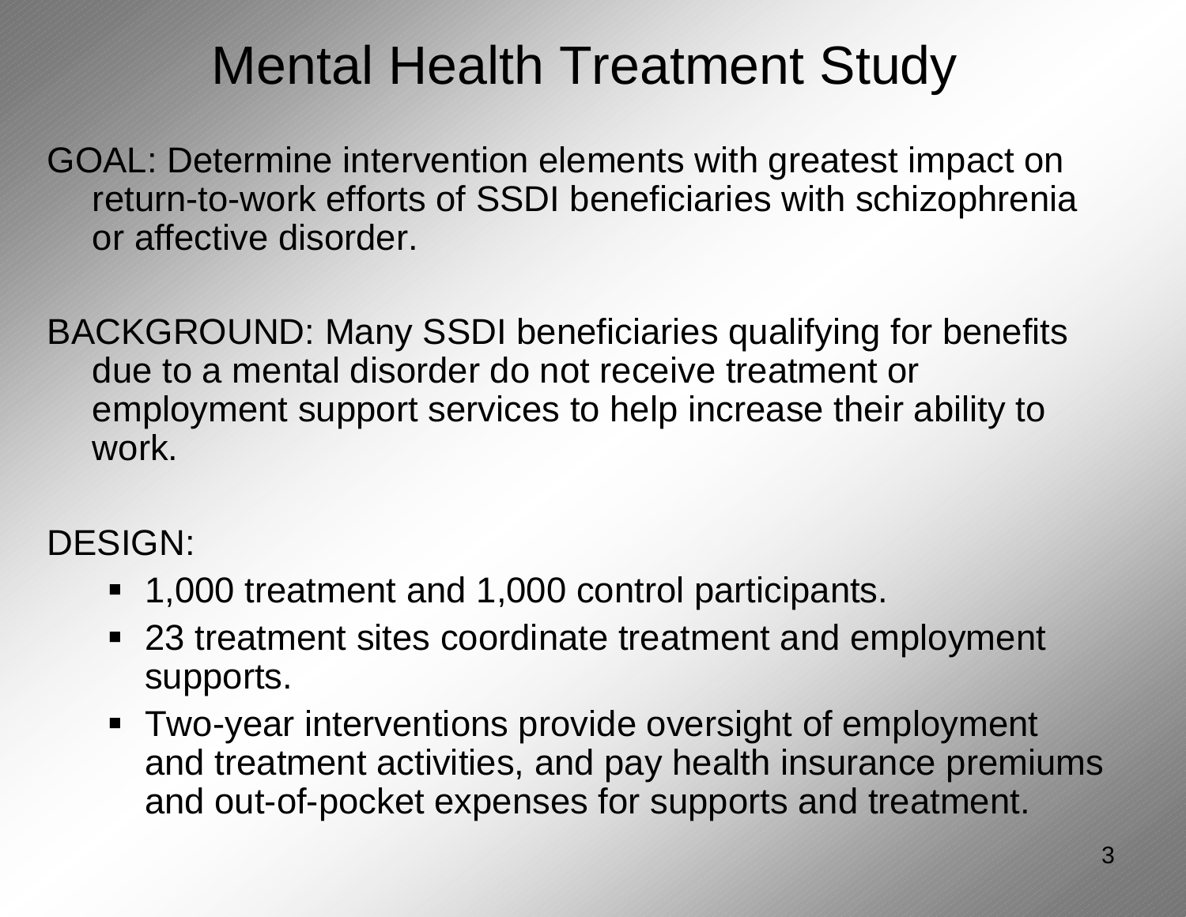# Mental Health Treatment Study

GOAL: Determine intervention elements with greatest impact on return-to-work efforts of SSDI beneficiaries with schizophrenia or affective disorder.

BACKGROUND: Many SSDI beneficiaries qualifying for benefits due to a mental disorder do not receive treatment or employment support services to help increase their ability to work.

DESIGN:

- 1,000 treatment and 1,000 control participants.
- 23 treatment sites coordinate treatment and employment supports.
- Two-year interventions provide oversight of employment and treatment activities, and pay health insurance premiums and out-of-pocket expenses for supports and treatment.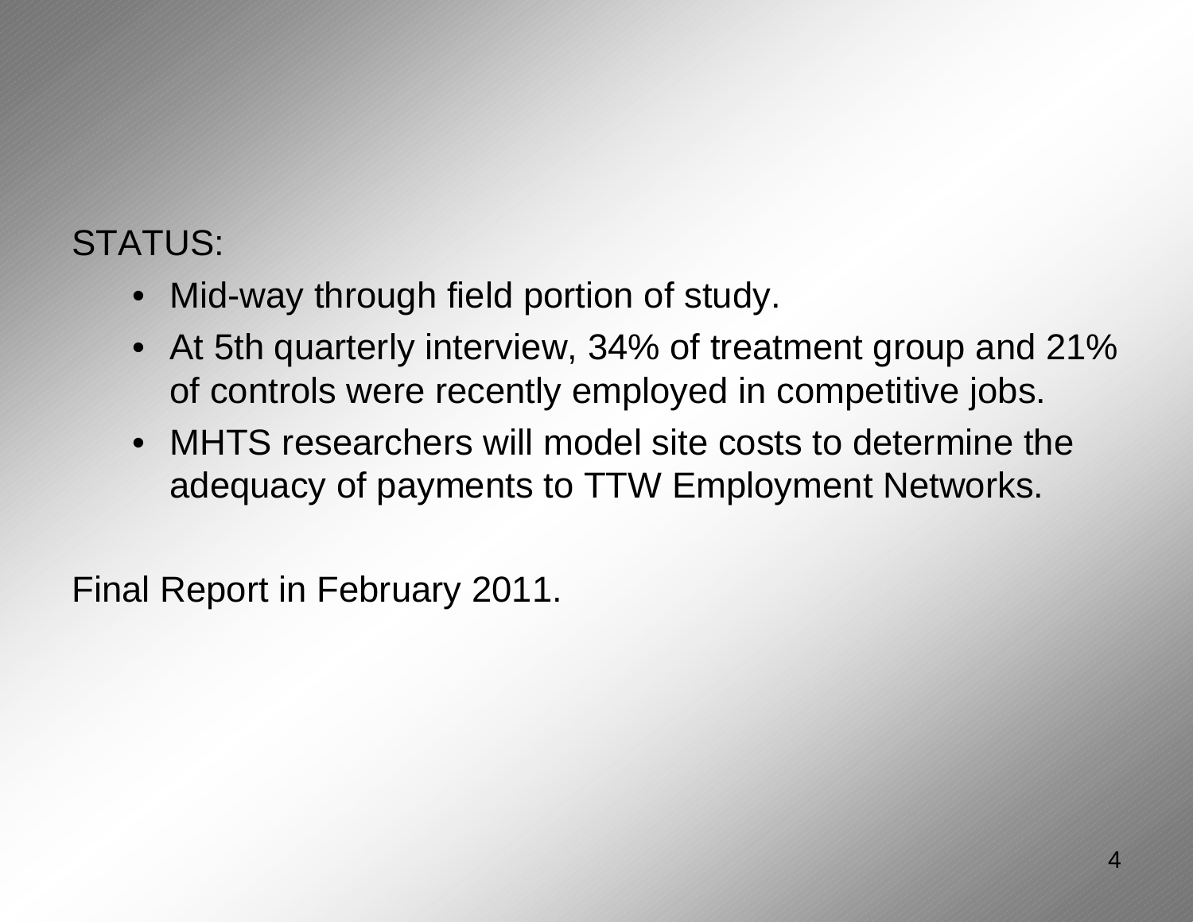STATUS:

- Mid-way through field portion of study.
- At 5th quarterly interview, 34% of treatment group and 21% of controls were recently employed in competitive jobs.
- MHTS researchers will model site costs to determine the adequacy of payments to TTW Employment Networks.

Final Report in February 2011.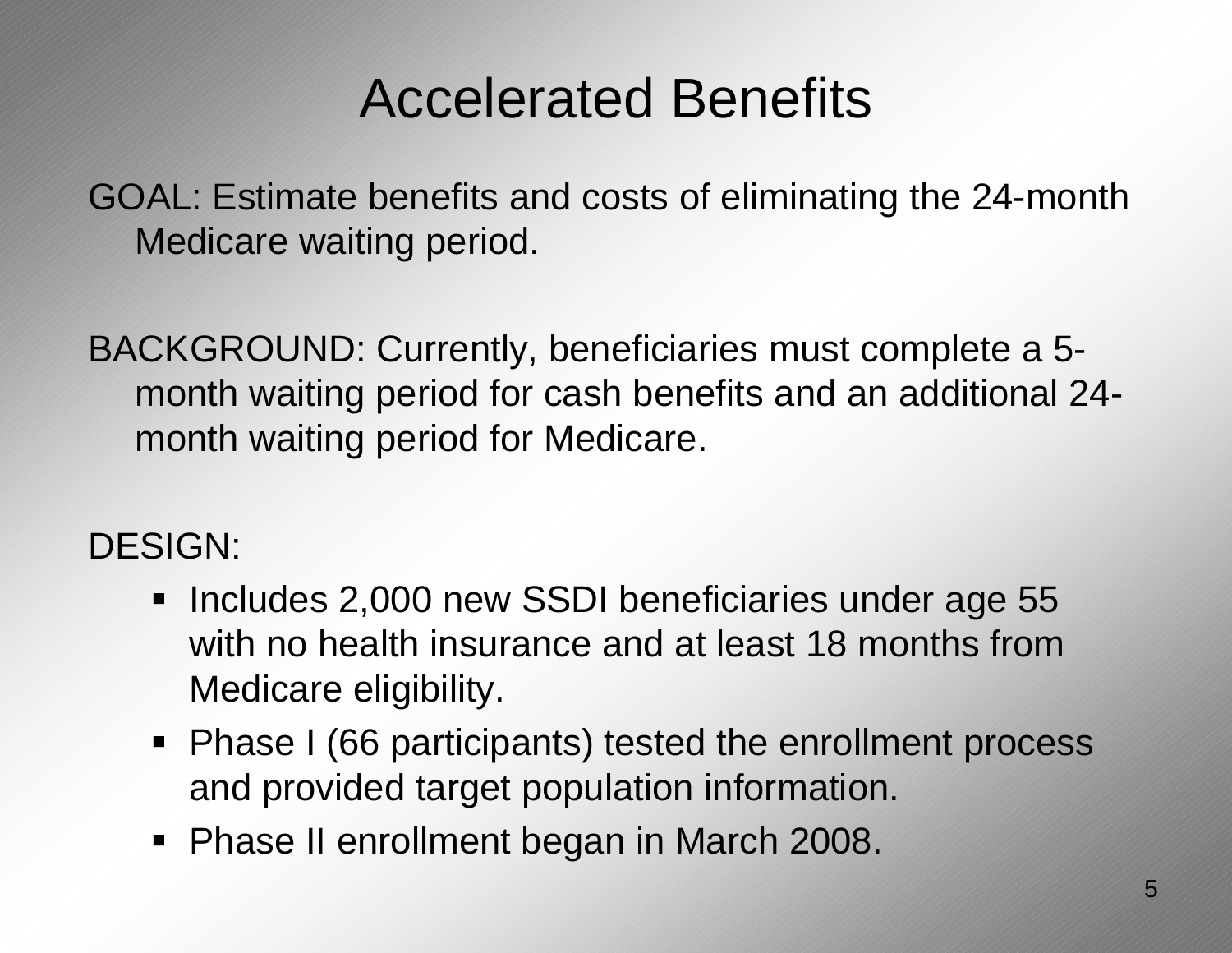# Accelerated Benefits

GOAL: Estimate benefits and costs of eliminating the 24-month Medicare waiting period.

BACKGROUND: Currently, beneficiaries must complete a 5-month waiting period for cash benefits and an additional 24-month waiting period for Medicare.

DESIGN:

- Includes 2,000 new SSDI beneficiaries under age 55 with no health insurance and at least 18 months from Medicare eligibility.
- Phase I (66 participants) tested the enrollment process and provided target population information.
- Phase II enrollment began in March 2008.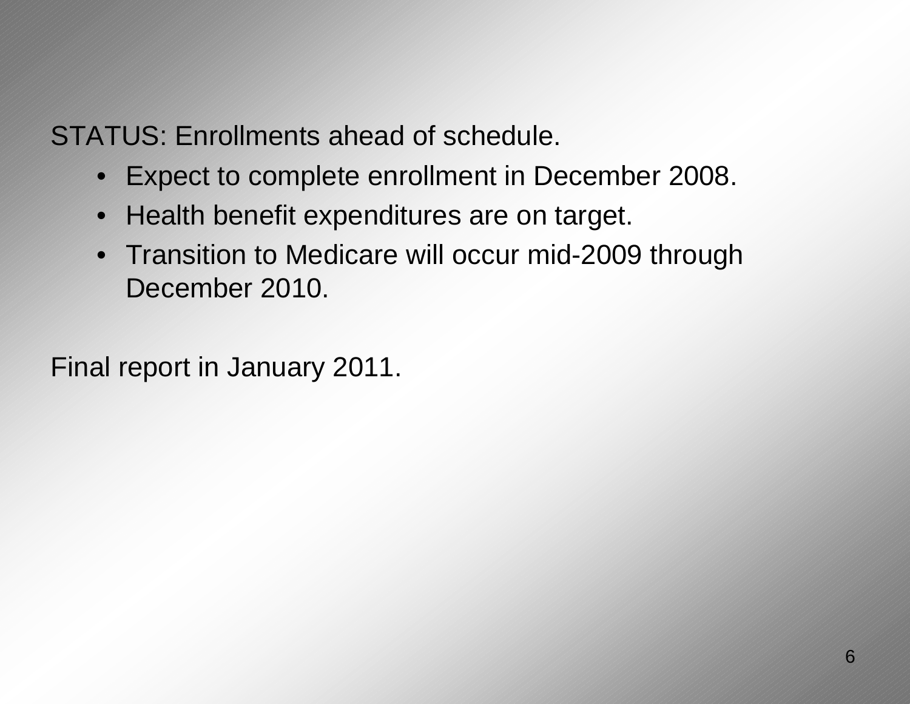STATUS: Enrollments ahead of schedule.

- Expect to complete enrollment in December 2008.
- Health benefit expenditures are on target.
- Transition to Medicare will occur mid-2009 through December 2010.

Final report in January 2011.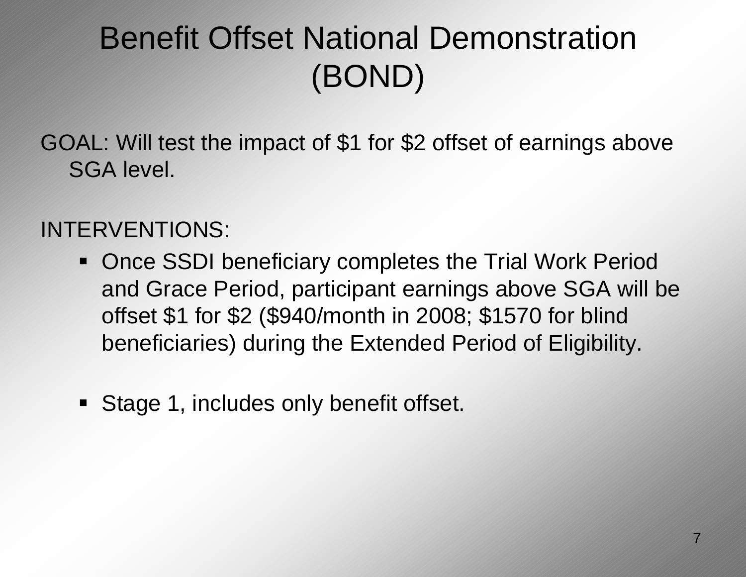# Benefit Offset National Demonstration (BOND)

GOAL: Will test the impact of $1 for $2 offset of earnings above SGA level.

INTERVENTIONS:

- Once SSDI beneficiary completes the Trial Work Period and Grace Period, participant earnings above SGA will be offset $1 for $2 ($940/month in 2008; $1570 for blind beneficiaries) during the Extended Period of Eligibility.
- Stage 1, includes only benefit offset.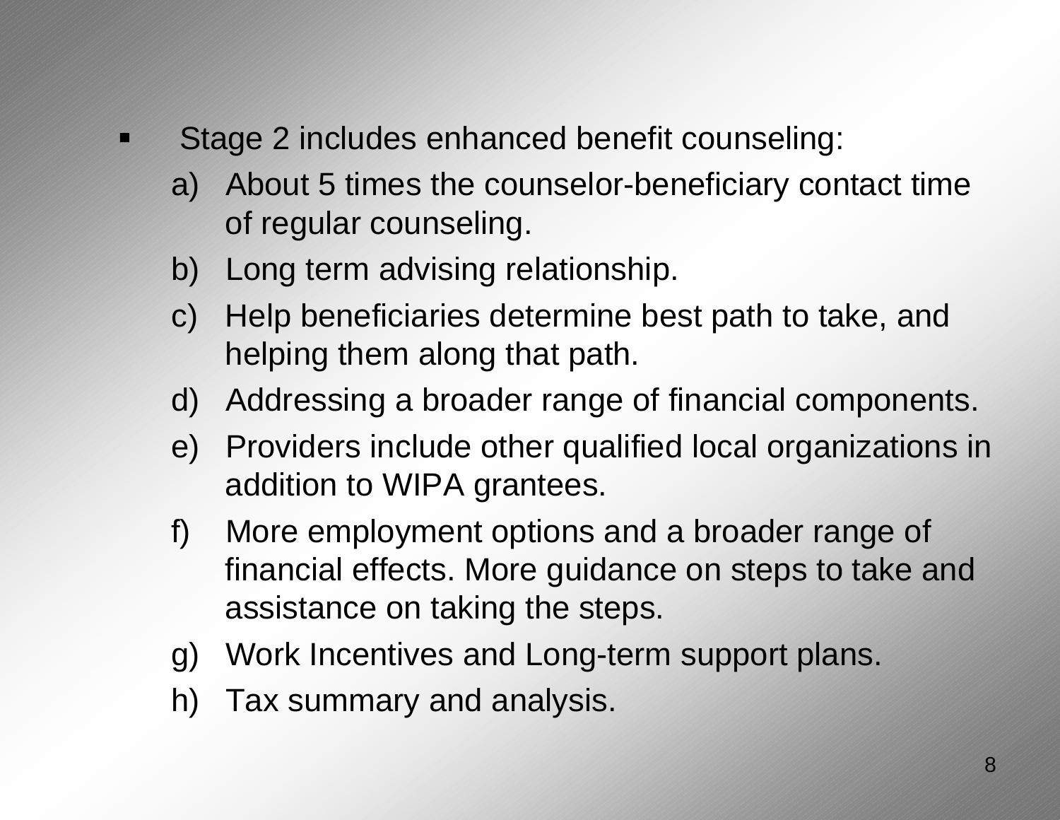- Stage 2 includes enhanced benefit counseling:
  a) About 5 times the counselor-beneficiary contact time of regular counseling.
  b) Long term advising relationship.
  c) Help beneficiaries determine best path to take, and helping them along that path.
  d) Addressing a broader range of financial components.
  e) Providers include other qualified local organizations in addition to WIPA grantees.
  f) More employment options and a broader range of financial effects. More guidance on steps to take and assistance on taking the steps.
  g) Work Incentives and Long-term support plans.
  h) Tax summary and analysis.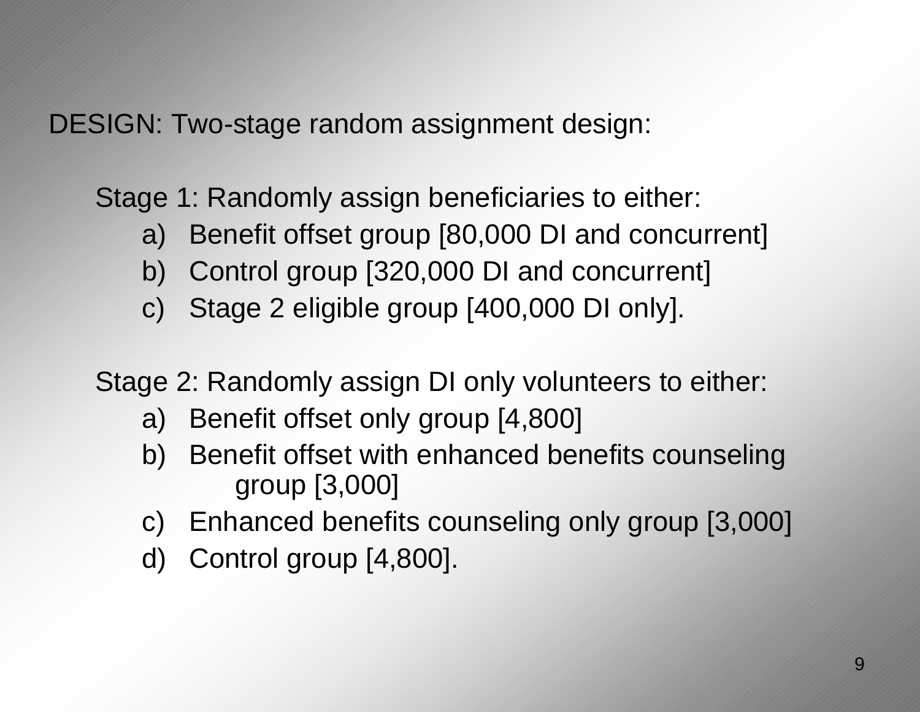DESIGN: Two-stage random assignment design:

Stage 1: Randomly assign beneficiaries to either:

a) Benefit offset group [80,000 DI and concurrent]
b) Control group [320,000 DI and concurrent]
c) Stage 2 eligible group [400,000 DI only].

Stage 2: Randomly assign DI only volunteers to either:

a) Benefit offset only group [4,800]
b) Benefit offset with enhanced benefits counseling group [3,000]
c) Enhanced benefits counseling only group [3,000]
d) Control group [4,800].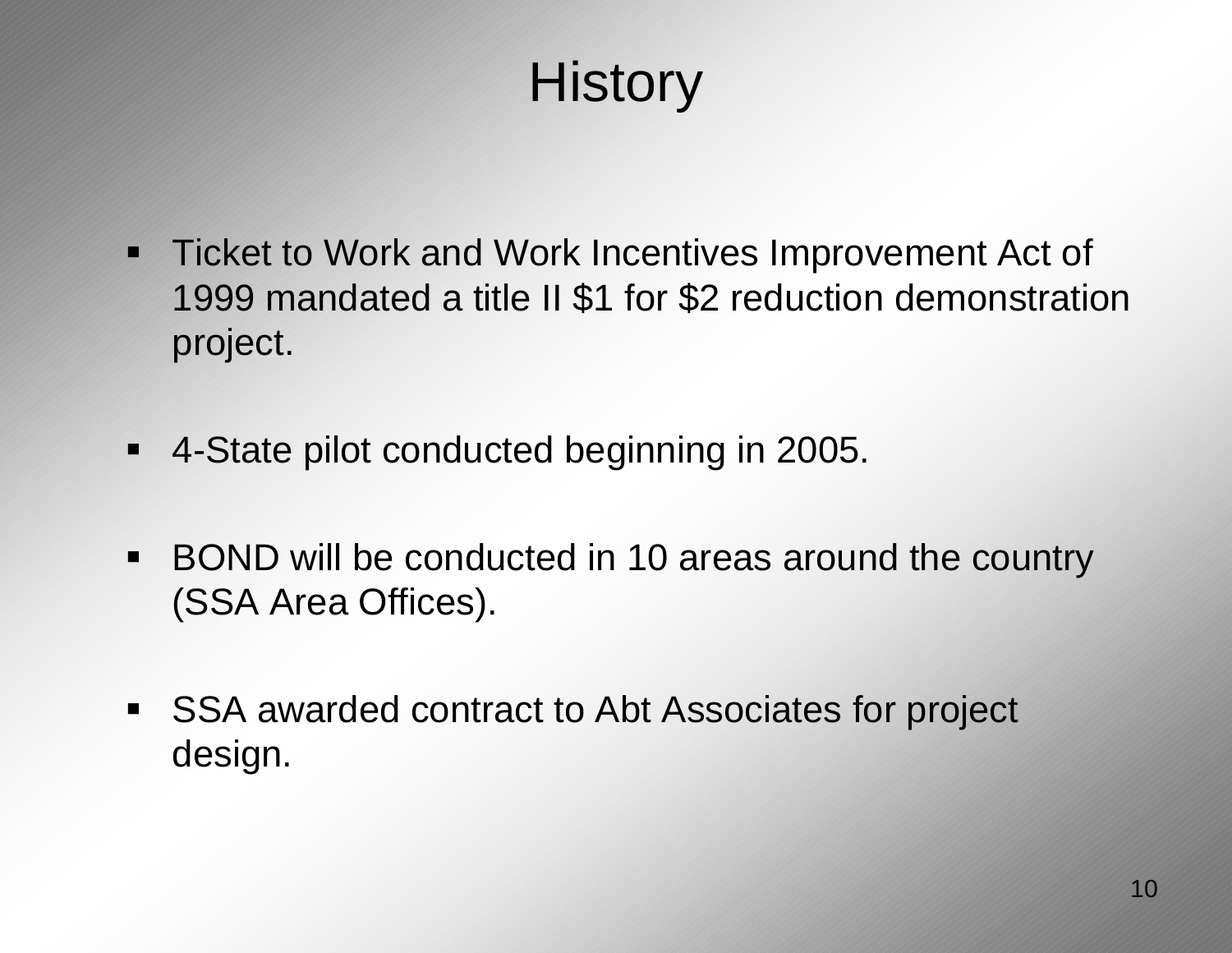# History

- Ticket to Work and Work Incentives Improvement Act of 1999 mandated a title II $1 for $2 reduction demonstration project.
- 4-State pilot conducted beginning in 2005.
- BOND will be conducted in 10 areas around the country (SSA Area Offices).
- SSA awarded contract to Abt Associates for project design.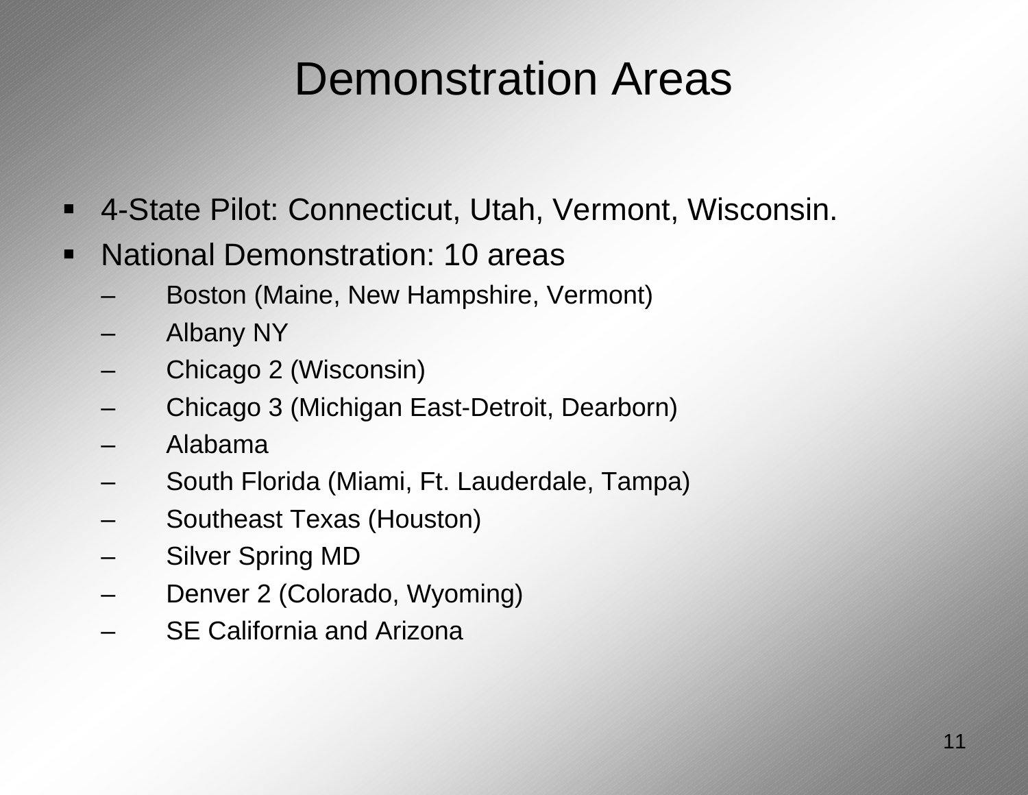# Demonstration Areas

- 4-State Pilot: Connecticut, Utah, Vermont, Wisconsin.
- National Demonstration: 10 areas
  - Boston (Maine, New Hampshire, Vermont)
  - Albany NY
  - Chicago 2 (Wisconsin)
  - Chicago 3 (Michigan East-Detroit, Dearborn)
  - Alabama
  - South Florida (Miami, Ft. Lauderdale, Tampa)
  - Southeast Texas (Houston)
  - Silver Spring MD
  - Denver 2 (Colorado, Wyoming)
  - SE California and Arizona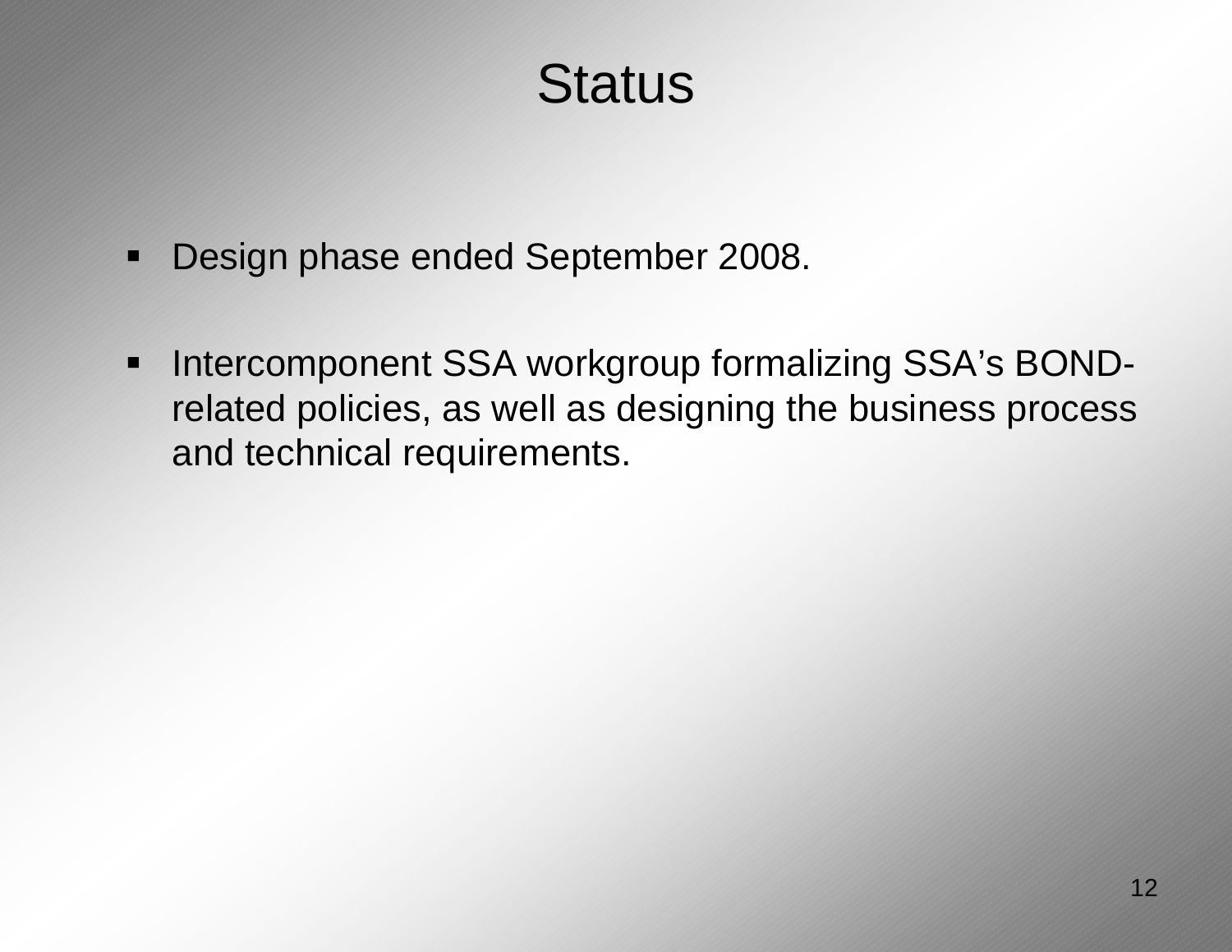# Status

- Design phase ended September 2008.
- Intercomponent SSA workgroup formalizing SSA's BOND-related policies, as well as designing the business process and technical requirements.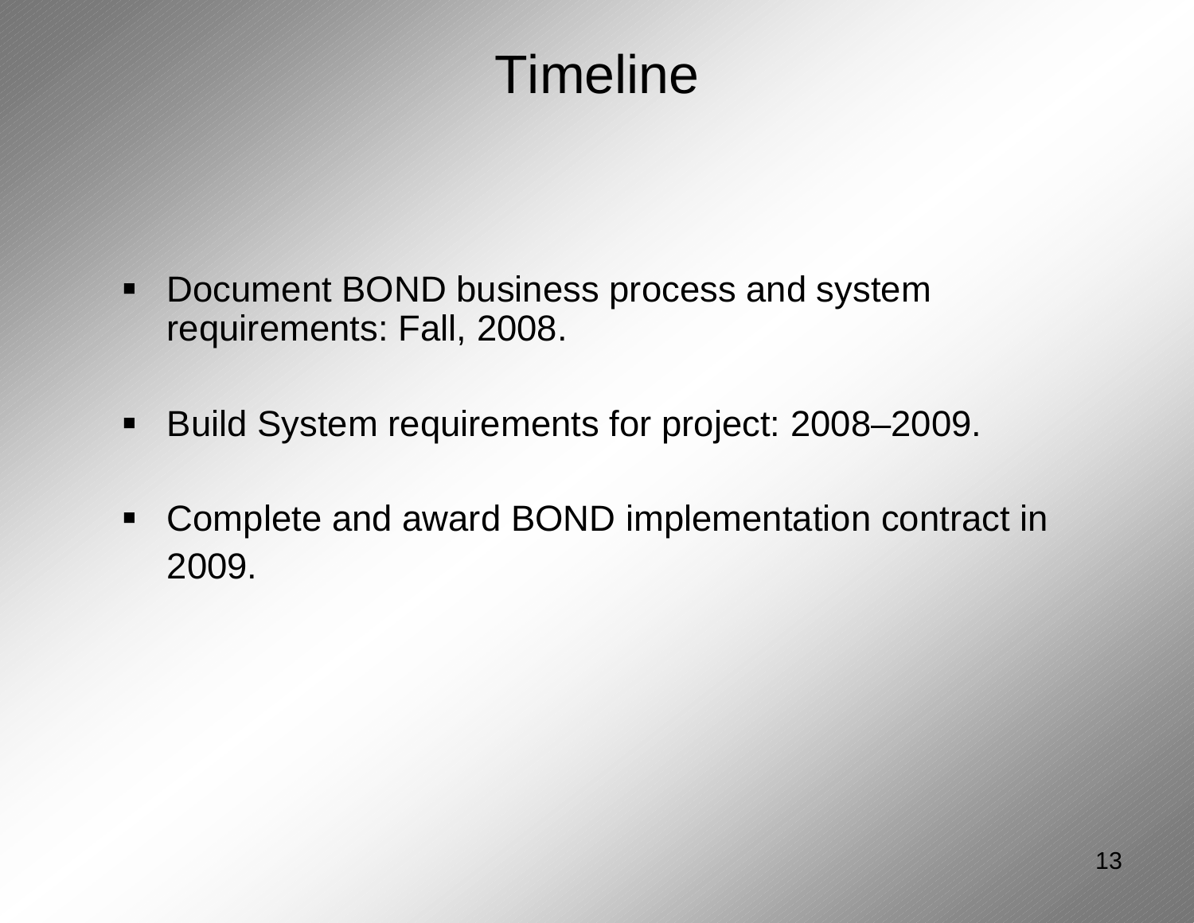# Timeline

- Document BOND business process and system requirements: Fall, 2008.
- Build System requirements for project: 2008–2009.
- Complete and award BOND implementation contract in 2009.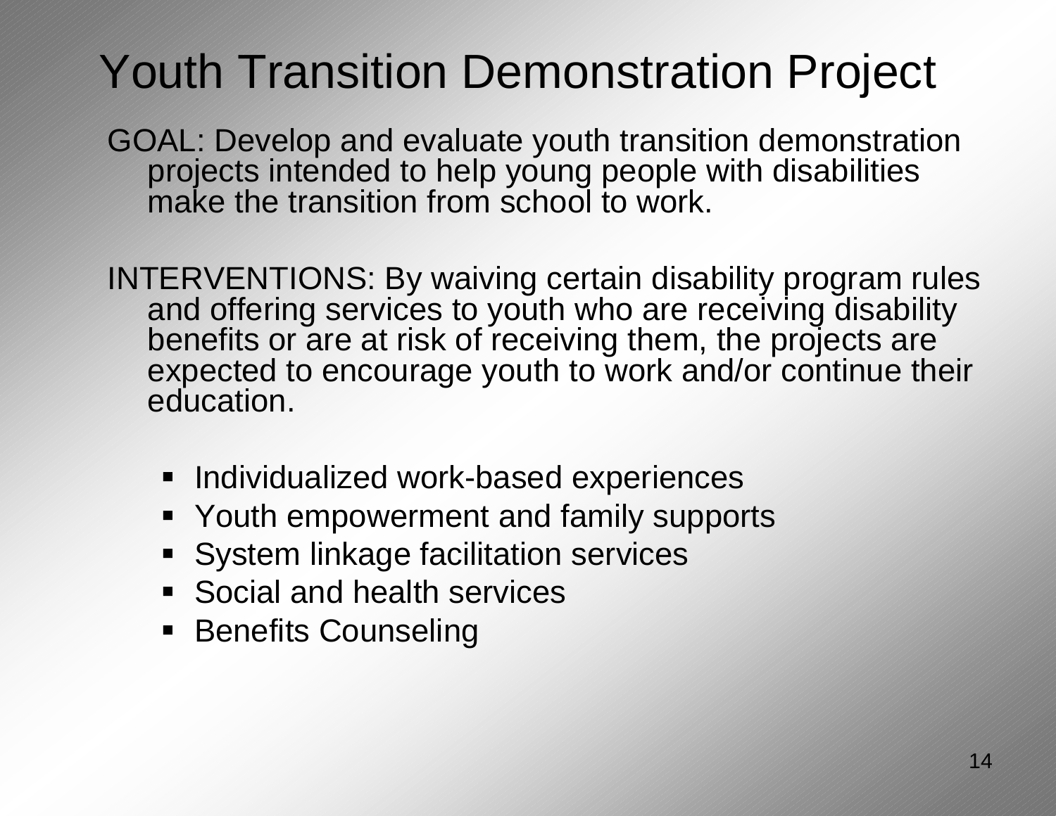# Youth Transition Demonstration Project

GOAL: Develop and evaluate youth transition demonstration projects intended to help young people with disabilities make the transition from school to work.

INTERVENTIONS: By waiving certain disability program rules and offering services to youth who are receiving disability benefits or are at risk of receiving them, the projects are expected to encourage youth to work and/or continue their education.

- Individualized work-based experiences
- Youth empowerment and family supports
- System linkage facilitation services
- Social and health services
- Benefits Counseling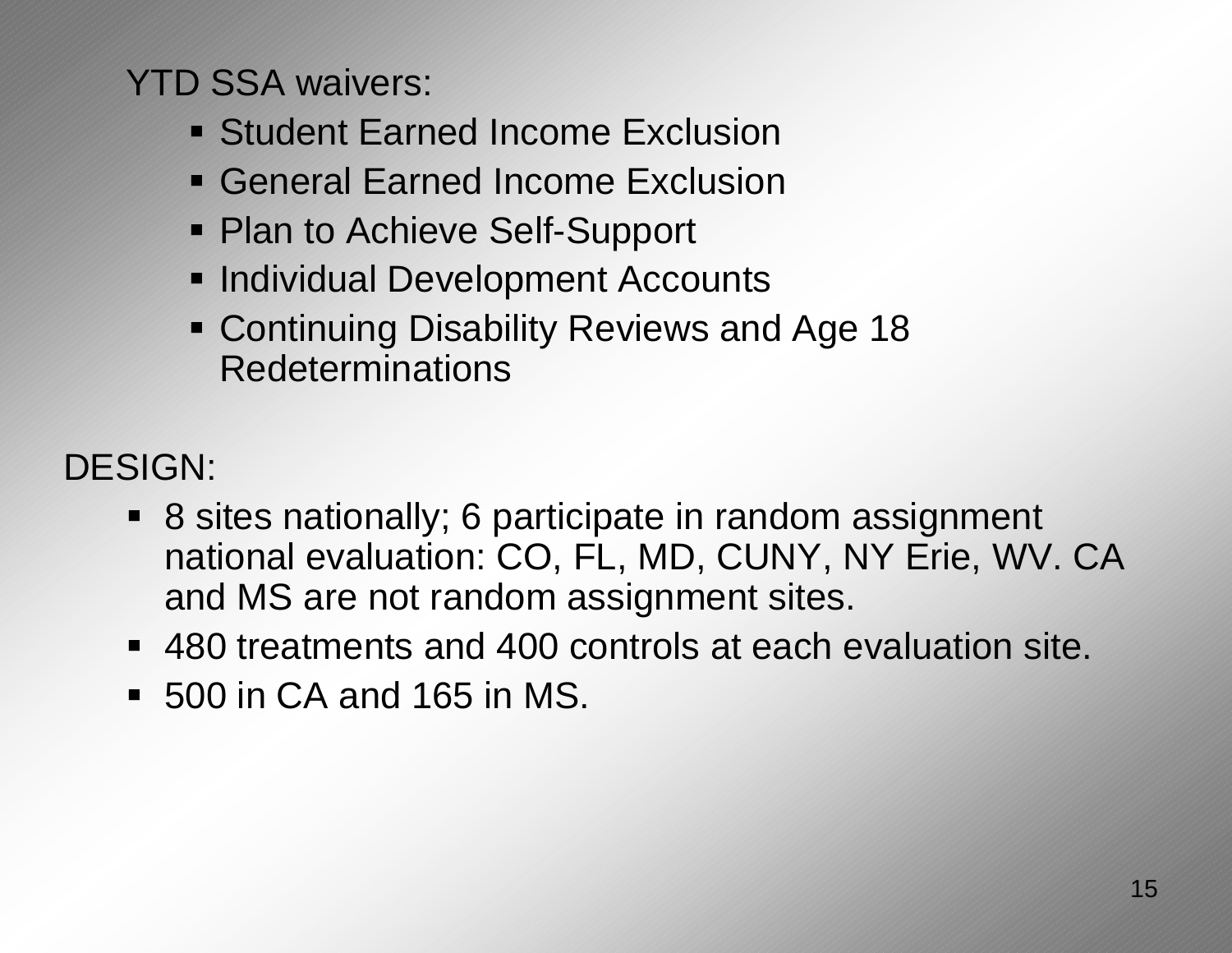YTD SSA waivers:

- Student Earned Income Exclusion
- General Earned Income Exclusion
- Plan to Achieve Self-Support
- Individual Development Accounts
- Continuing Disability Reviews and Age 18 Redeterminations

DESIGN:

- 8 sites nationally; 6 participate in random assignment national evaluation: CO, FL, MD, CUNY, NY Erie, WV. CA and MS are not random assignment sites.
- 480 treatments and 400 controls at each evaluation site.
- 500 in CA and 165 in MS.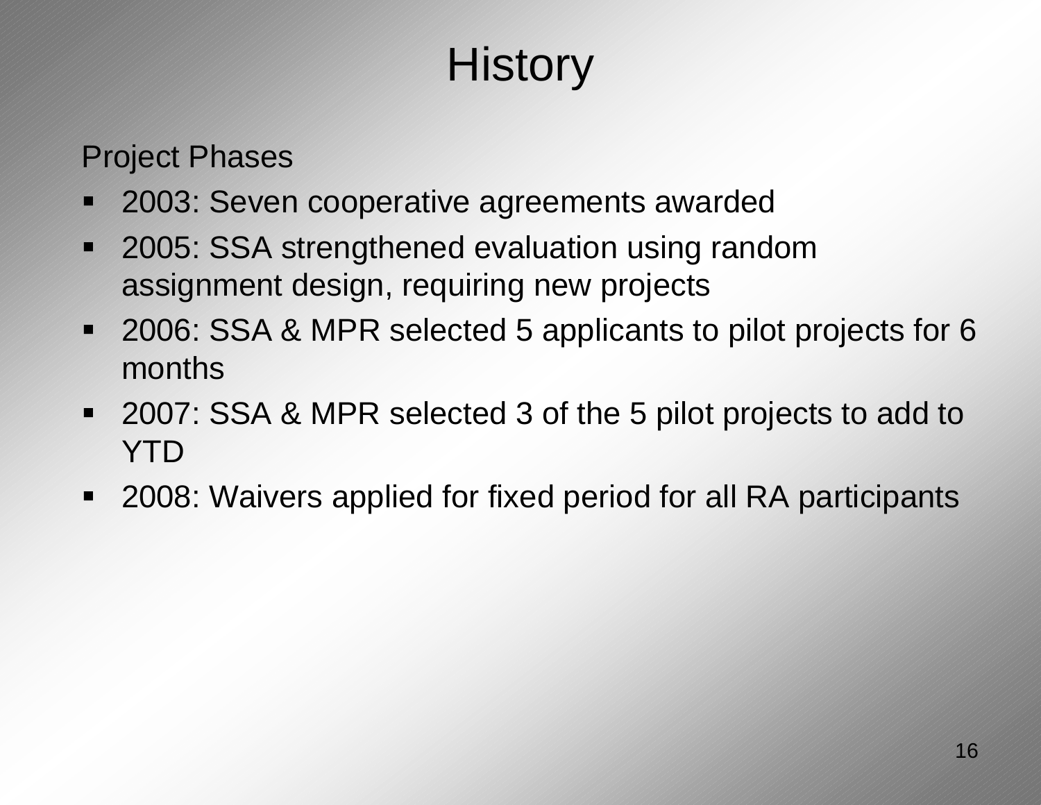# History

Project Phases

- 2003: Seven cooperative agreements awarded
- 2005: SSA strengthened evaluation using random assignment design, requiring new projects
- 2006: SSA & MPR selected 5 applicants to pilot projects for 6 months
- 2007: SSA & MPR selected 3 of the 5 pilot projects to add to YTD
- 2008: Waivers applied for fixed period for all RA participants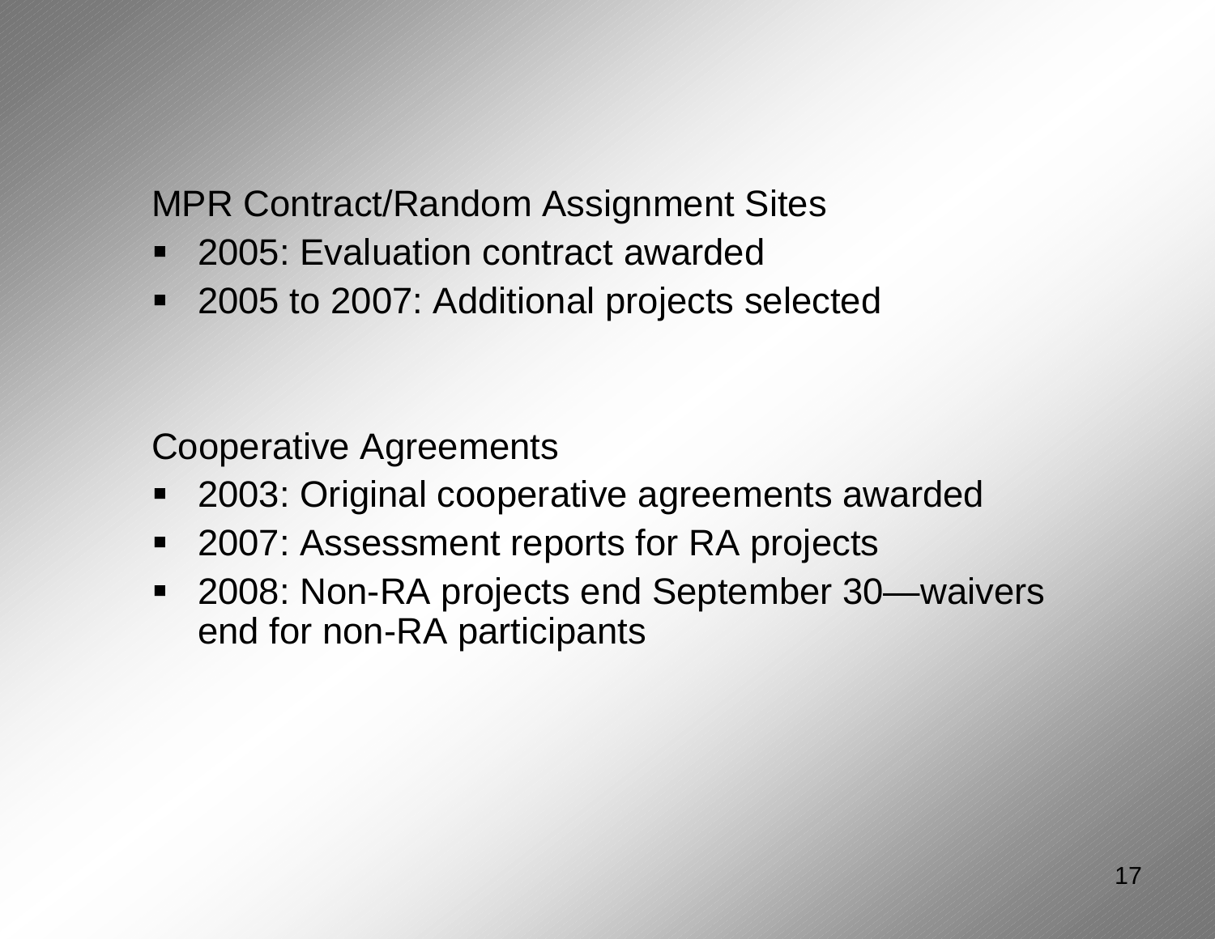MPR Contract/Random Assignment Sites

- 2005: Evaluation contract awarded
- 2005 to 2007: Additional projects selected

Cooperative Agreements

- 2003: Original cooperative agreements awarded
- 2007: Assessment reports for RA projects
- 2008: Non-RA projects end September 30—waivers end for non-RA participants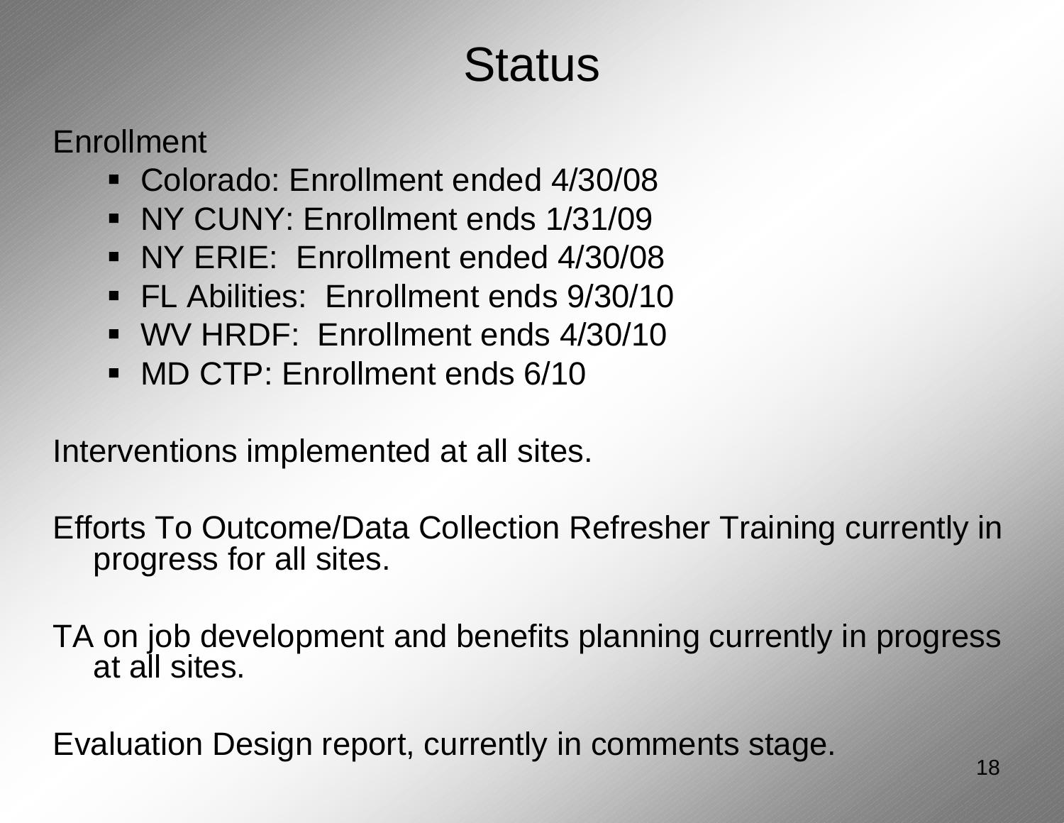# Status

Enrollment

- Colorado: Enrollment ended 4/30/08
- NY CUNY: Enrollment ends 1/31/09
- NY ERIE: Enrollment ended 4/30/08
- FL Abilities: Enrollment ends 9/30/10
- WV HRDF: Enrollment ends 4/30/10
- MD CTP: Enrollment ends 6/10

Interventions implemented at all sites.

Efforts To Outcome/Data Collection Refresher Training currently in progress for all sites.

TA on job development and benefits planning currently in progress at all sites.

Evaluation Design report, currently in comments stage.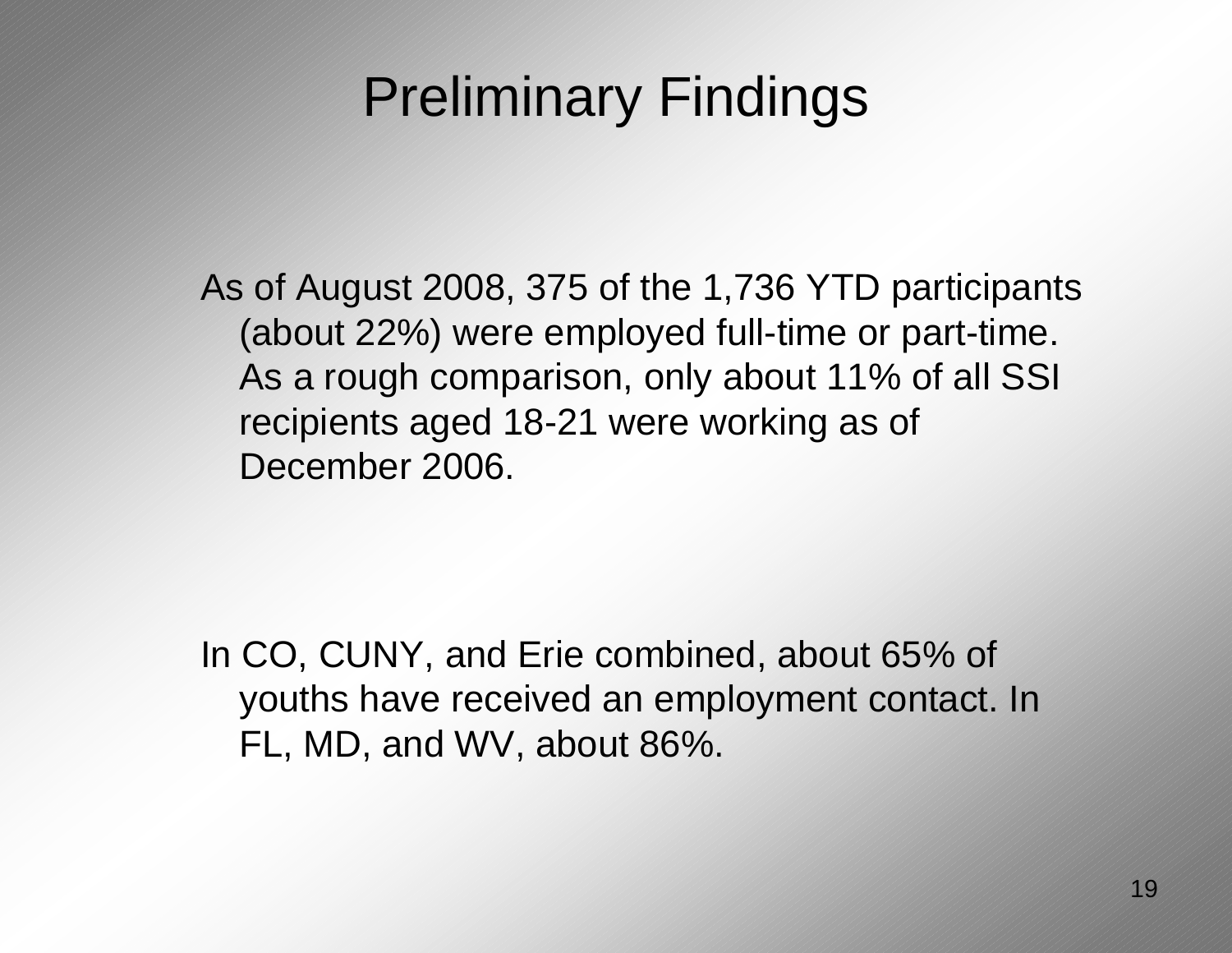# Preliminary Findings

As of August 2008, 375 of the 1,736 YTD participants (about 22%) were employed full-time or part-time. As a rough comparison, only about 11% of all SSI recipients aged 18-21 were working as of December 2006.

In CO, CUNY, and Erie combined, about 65% of youths have received an employment contact. In FL, MD, and WV, about 86%.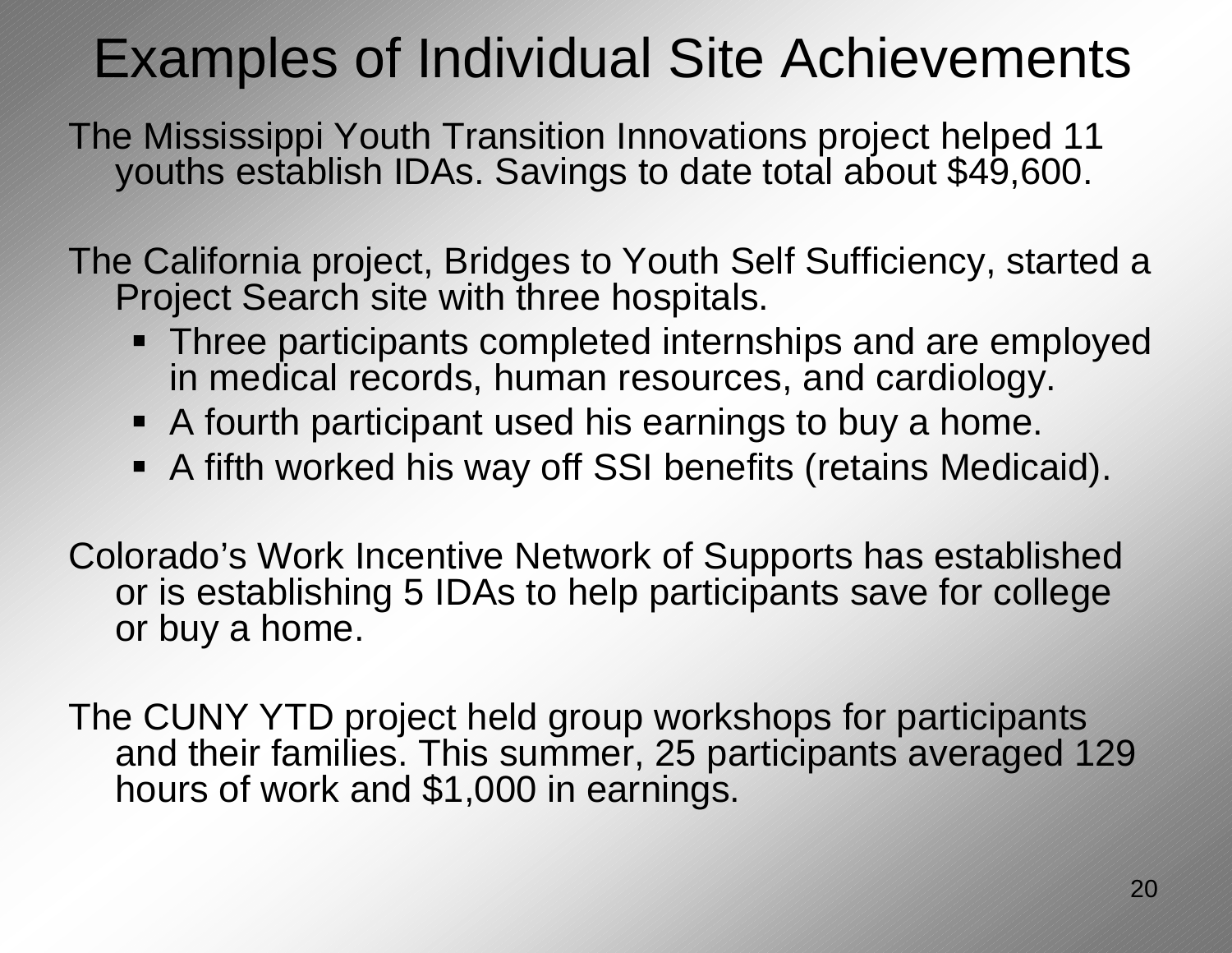# Examples of Individual Site Achievements

The Mississippi Youth Transition Innovations project helped 11 youths establish IDAs. Savings to date total about $49,600.

The California project, Bridges to Youth Self Sufficiency, started a Project Search site with three hospitals.

- Three participants completed internships and are employed in medical records, human resources, and cardiology.
- A fourth participant used his earnings to buy a home.
- A fifth worked his way off SSI benefits (retains Medicaid).

Colorado's Work Incentive Network of Supports has established or is establishing 5 IDAs to help participants save for college or buy a home.

The CUNY YTD project held group workshops for participants and their families. This summer, 25 participants averaged 129 hours of work and $1,000 in earnings.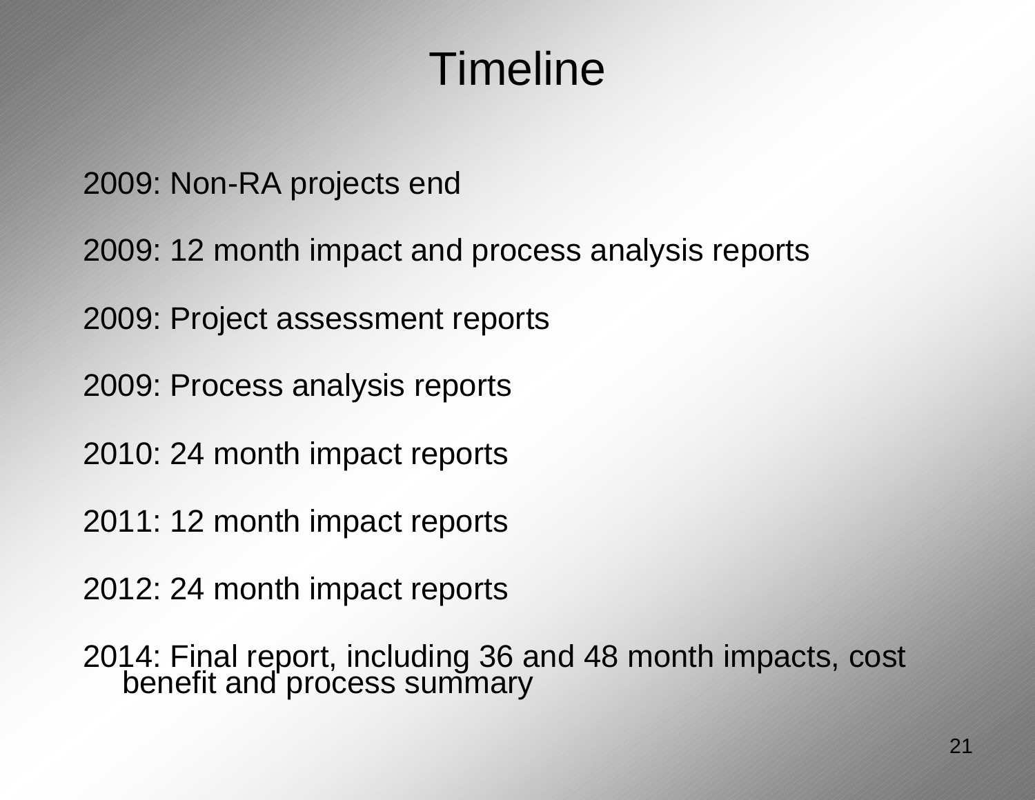# Timeline

2009: Non-RA projects end

2009: 12 month impact and process analysis reports

2009: Project assessment reports

2009: Process analysis reports

2010: 24 month impact reports

2011: 12 month impact reports

2012: 24 month impact reports

2014: Final report, including 36 and 48 month impacts, cost benefit and process summary